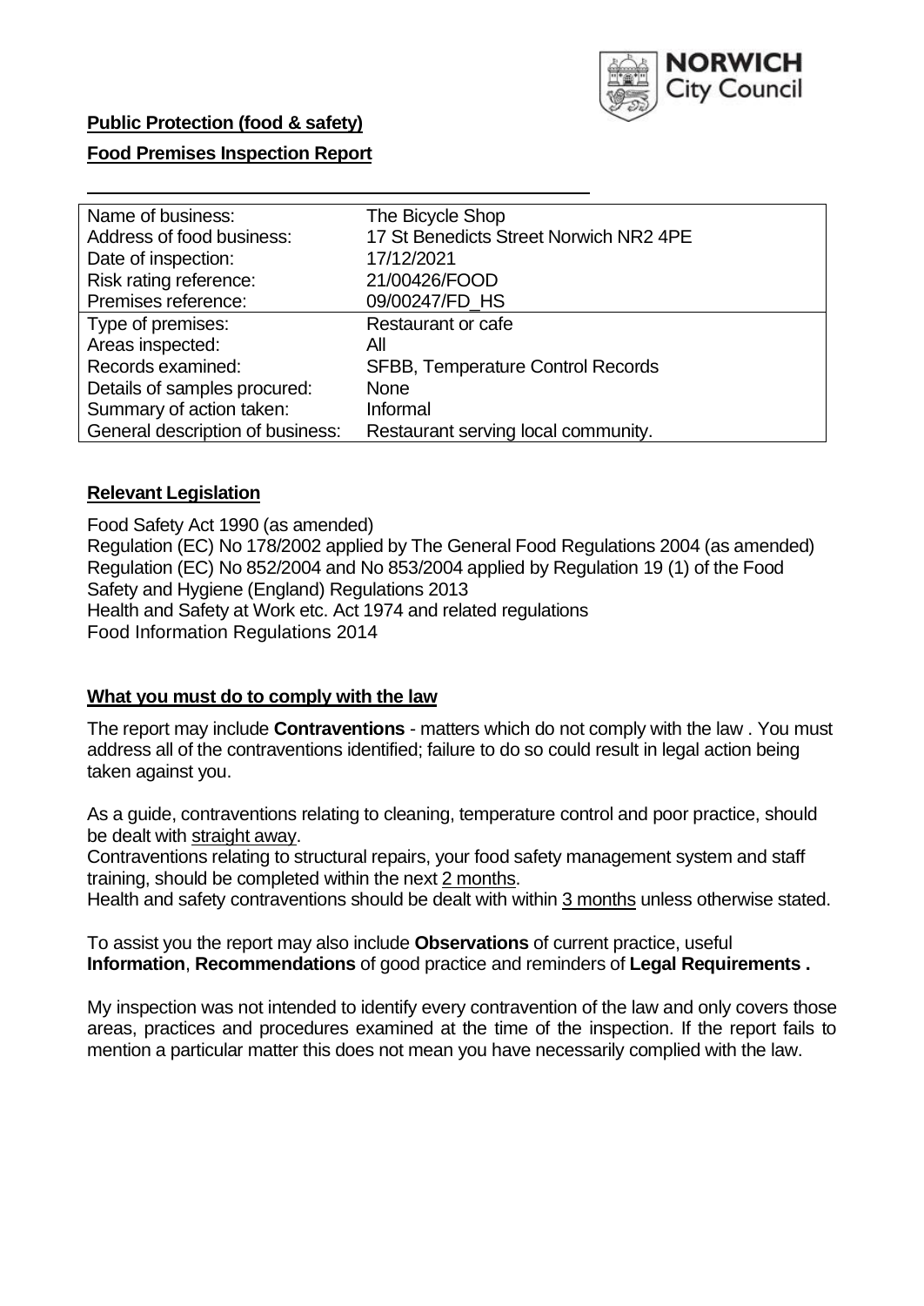**Public Protection (food & safety)**

**Food Premises Inspection Report**

| Name of business: | The Bicycle Shop |
|---|---|
| Address of food business: | 17 St Benedicts Street Norwich NR2 4PE |
| Date of inspection: | 17/12/2021 |
| Risk rating reference: | 21/00426/FOOD |
| Premises reference: | 09/00247/FD_HS |
| Type of premises: | Restaurant or cafe |
| Areas inspected: | All |
| Records examined: | SFBB, Temperature Control Records |
| Details of samples procured: | None |
| Summary of action taken: | Informal |
| General description of business: | Restaurant serving local community. |

## **Relevant Legislation**

Food Safety Act 1990 (as amended)
Regulation (EC) No 178/2002 applied by The General Food Regulations 2004 (as amended)
Regulation (EC) No 852/2004 and No 853/2004 applied by Regulation 19 (1) of the Food Safety and Hygiene (England) Regulations 2013
Health and Safety at Work etc. Act 1974 and related regulations
Food Information Regulations 2014

## **What you must do to comply with the law**

The report may include **Contraventions** - matters which do not comply with the law . You must address all of the contraventions identified; failure to do so could result in legal action being taken against you.

As a guide, contraventions relating to cleaning, temperature control and poor practice, should be dealt with straight away.
Contraventions relating to structural repairs, your food safety management system and staff training, should be completed within the next 2 months.
Health and safety contraventions should be dealt with within 3 months unless otherwise stated.

To assist you the report may also include **Observations** of current practice, useful **Information**, **Recommendations** of good practice and reminders of **Legal Requirements .**

My inspection was not intended to identify every contravention of the law and only covers those areas, practices and procedures examined at the time of the inspection. If the report fails to mention a particular matter this does not mean you have necessarily complied with the law.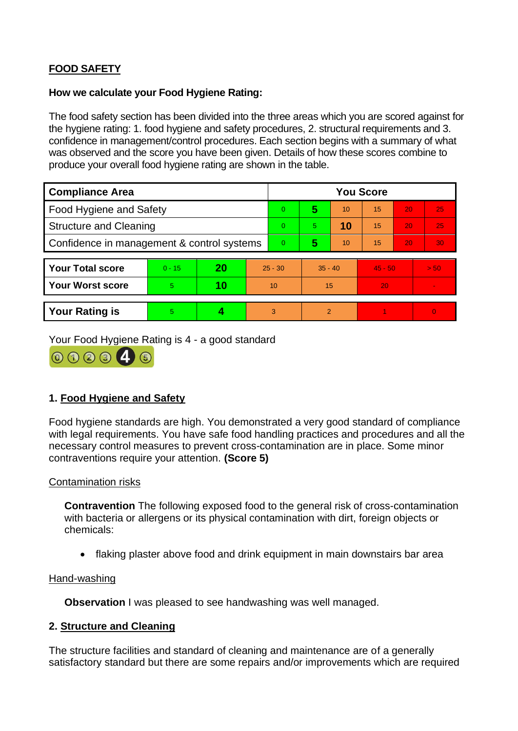**FOOD SAFETY**

**How we calculate your Food Hygiene Rating:**

The food safety section has been divided into the three areas which you are scored against for the hygiene rating: 1. food hygiene and safety procedures, 2. structural requirements and 3. confidence in management/control procedures. Each section begins with a summary of what was observed and the score you have been given. Details of how these scores combine to produce your overall food hygiene rating are shown in the table.

| Compliance Area | You Score | | | | | |
|---|---|---|---|---|---|---|
| Food Hygiene and Safety | 0 | **5** | 10 | 15 | 20 | 25 |
| Structure and Cleaning | 0 | 5 | **10** | 15 | 20 | 25 |
| Confidence in management & control systems | 0 | **5** | 10 | 15 | 20 | 30 |

| | | | | | | |
|---|---|---|---|---|---|---|
| **Your Total score** | 0 - 15 | **20** | 25 - 30 | 35 - 40 | 45 - 50 | > 50 |
| **Your Worst score** | 5 | **10** | 10 | 15 | 20 | - |

| | | | | | | |
|---|---|---|---|---|---|---|
| **Your Rating is** | 5 | **4** | 3 | 2 | 1 | 0 |

Your Food Hygiene Rating is 4 - a good standard

## 1. Food Hygiene and Safety

Food hygiene standards are high. You demonstrated a very good standard of compliance with legal requirements. You have safe food handling practices and procedures and all the necessary control measures to prevent cross-contamination are in place. Some minor contraventions require your attention. **(Score 5)**

Contamination risks

**Contravention** The following exposed food to the general risk of cross-contamination with bacteria or allergens or its physical contamination with dirt, foreign objects or chemicals:

- flaking plaster above food and drink equipment in main downstairs bar area

Hand-washing

**Observation** I was pleased to see handwashing was well managed.

## 2. Structure and Cleaning

The structure facilities and standard of cleaning and maintenance are of a generally satisfactory standard but there are some repairs and/or improvements which are required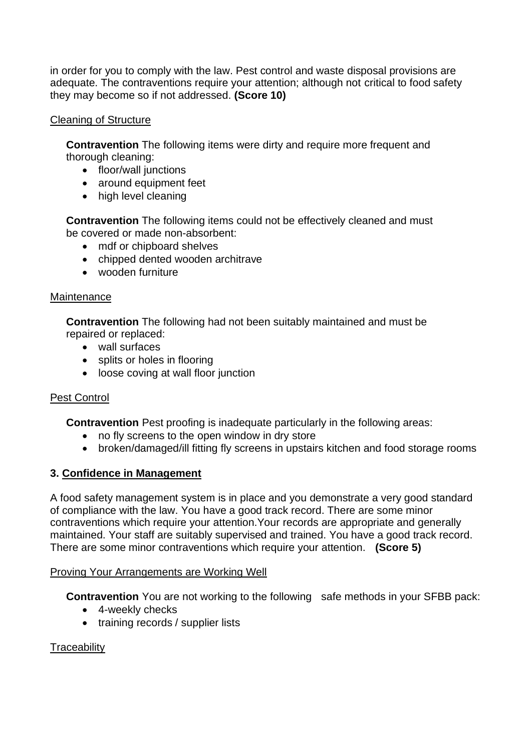in order for you to comply with the law. Pest control and waste disposal provisions are adequate. The contraventions require your attention; although not critical to food safety they may become so if not addressed. **(Score 10)**

Cleaning of Structure

**Contravention** The following items were dirty and require more frequent and thorough cleaning:

- floor/wall junctions
- around equipment feet
- high level cleaning

**Contravention** The following items could not be effectively cleaned and must be covered or made non-absorbent:

- mdf or chipboard shelves
- chipped dented wooden architrave
- wooden furniture

Maintenance

**Contravention** The following had not been suitably maintained and must be repaired or replaced:

- wall surfaces
- splits or holes in flooring
- loose coving at wall floor junction

Pest Control

**Contravention** Pest proofing is inadequate particularly in the following areas:

- no fly screens to the open window in dry store
- broken/damaged/ill fitting fly screens in upstairs kitchen and food storage rooms

### 3. Confidence in Management

A food safety management system is in place and you demonstrate a very good standard of compliance with the law. You have a good track record. There are some minor contraventions which require your attention.Your records are appropriate and generally maintained. Your staff are suitably supervised and trained. You have a good track record. There are some minor contraventions which require your attention. **(Score 5)**

Proving Your Arrangements are Working Well

**Contravention** You are not working to the following safe methods in your SFBB pack:

- 4-weekly checks
- training records / supplier lists

Traceability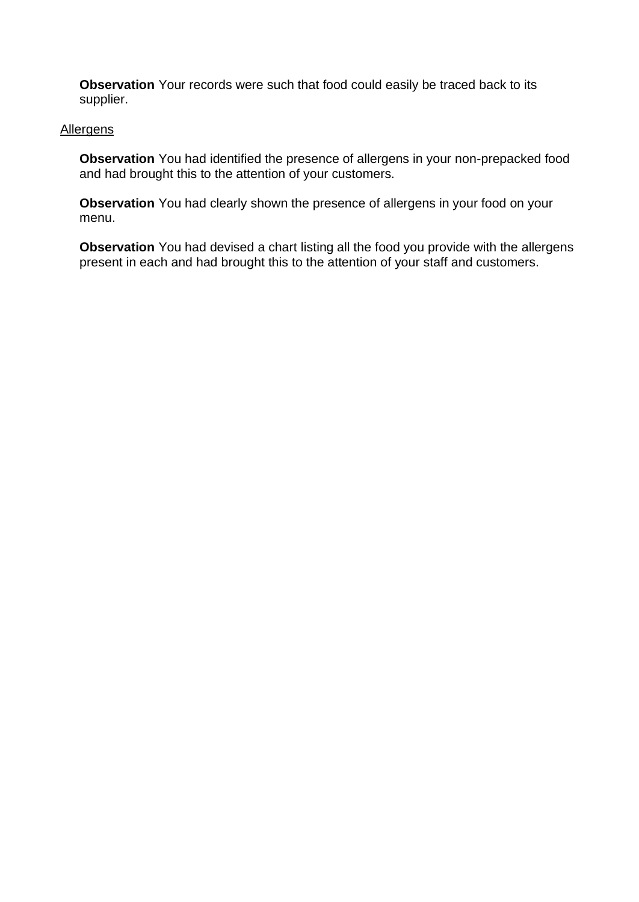**Observation** Your records were such that food could easily be traced back to its supplier.

Allergens

**Observation** You had identified the presence of allergens in your non-prepacked food and had brought this to the attention of your customers.

**Observation** You had clearly shown the presence of allergens in your food on your menu.

**Observation** You had devised a chart listing all the food you provide with the allergens present in each and had brought this to the attention of your staff and customers.